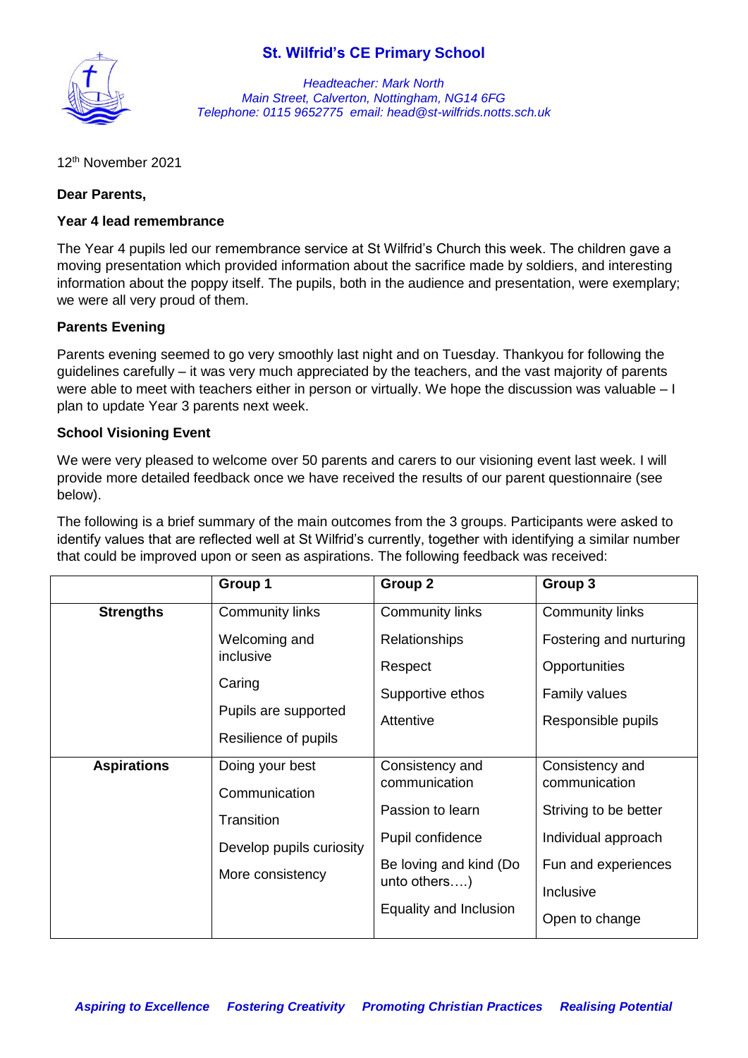# St. Wilfrid's CE Primary School

*Headteacher: Mark North*
*Main Street, Calverton, Nottingham, NG14 6FG*
*Telephone: 0115 9652775 email: head@st-wilfrids.notts.sch.uk*

12th November 2021

**Dear Parents,**

**Year 4 lead remembrance**

The Year 4 pupils led our remembrance service at St Wilfrid's Church this week. The children gave a moving presentation which provided information about the sacrifice made by soldiers, and interesting information about the poppy itself. The pupils, both in the audience and presentation, were exemplary; we were all very proud of them.

**Parents Evening**

Parents evening seemed to go very smoothly last night and on Tuesday. Thankyou for following the guidelines carefully – it was very much appreciated by the teachers, and the vast majority of parents were able to meet with teachers either in person or virtually. We hope the discussion was valuable – I plan to update Year 3 parents next week.

**School Visioning Event**

We were very pleased to welcome over 50 parents and carers to our visioning event last week. I will provide more detailed feedback once we have received the results of our parent questionnaire (see below).

The following is a brief summary of the main outcomes from the 3 groups. Participants were asked to identify values that are reflected well at St Wilfrid's currently, together with identifying a similar number that could be improved upon or seen as aspirations. The following feedback was received:

| | **Group 1** | **Group 2** | **Group 3** |
|---|---|---|---|
| **Strengths** | Community links<br>Welcoming and inclusive<br>Caring<br>Pupils are supported<br>Resilience of pupils | Community links<br>Relationships<br>Respect<br>Supportive ethos<br>Attentive | Community links<br>Fostering and nurturing<br>Opportunities<br>Family values<br>Responsible pupils |
| **Aspirations** | Doing your best<br>Communication<br>Transition<br>Develop pupils curiosity<br>More consistency | Consistency and communication<br>Passion to learn<br>Pupil confidence<br>Be loving and kind (Do unto others….)<br>Equality and Inclusion | Consistency and communication<br>Striving to be better<br>Individual approach<br>Fun and experiences<br>Inclusive<br>Open to change |

***Aspiring to Excellence Fostering Creativity Promoting Christian Practices Realising Potential***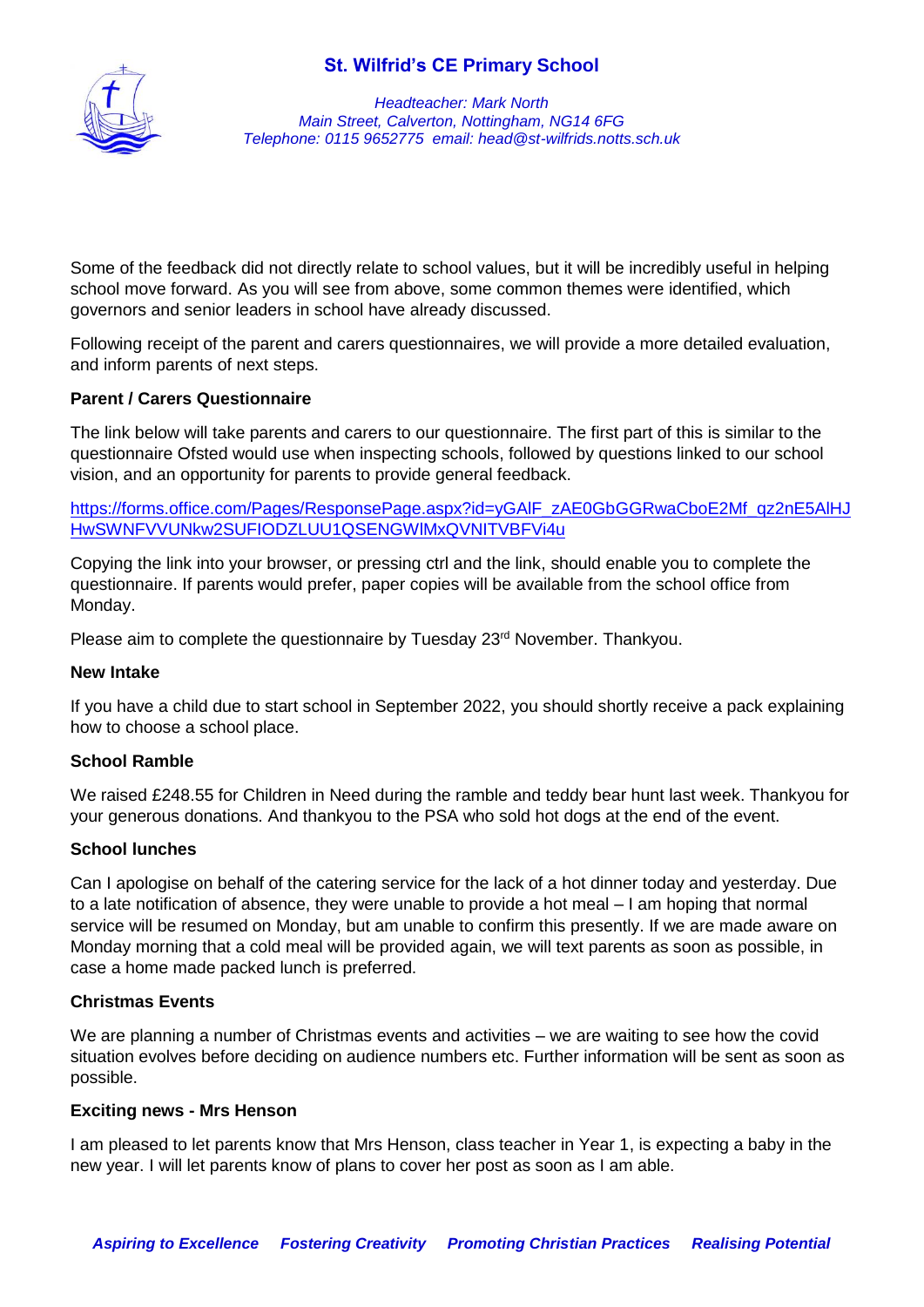Some of the feedback did not directly relate to school values, but it will be incredibly useful in helping school move forward. As you will see from above, some common themes were identified, which governors and senior leaders in school have already discussed.

Following receipt of the parent and carers questionnaires, we will provide a more detailed evaluation, and inform parents of next steps.

**Parent / Carers Questionnaire**

The link below will take parents and carers to our questionnaire. The first part of this is similar to the questionnaire Ofsted would use when inspecting schools, followed by questions linked to our school vision, and an opportunity for parents to provide general feedback.

https://forms.office.com/Pages/ResponsePage.aspx?id=yGAlF_zAE0GbGGRwaCboE2Mf_qz2nE5AlHJHwSWNFVVUNkw2SUFIODZLUU1QSENGWlMxQVNITVBFVi4u

Copying the link into your browser, or pressing ctrl and the link, should enable you to complete the questionnaire. If parents would prefer, paper copies will be available from the school office from Monday.

Please aim to complete the questionnaire by Tuesday 23rd November. Thankyou.

**New Intake**

If you have a child due to start school in September 2022, you should shortly receive a pack explaining how to choose a school place.

**School Ramble**

We raised £248.55 for Children in Need during the ramble and teddy bear hunt last week. Thankyou for your generous donations. And thankyou to the PSA who sold hot dogs at the end of the event.

**School lunches**

Can I apologise on behalf of the catering service for the lack of a hot dinner today and yesterday. Due to a late notification of absence, they were unable to provide a hot meal – I am hoping that normal service will be resumed on Monday, but am unable to confirm this presently. If we are made aware on Monday morning that a cold meal will be provided again, we will text parents as soon as possible, in case a home made packed lunch is preferred.

**Christmas Events**

We are planning a number of Christmas events and activities – we are waiting to see how the covid situation evolves before deciding on audience numbers etc. Further information will be sent as soon as possible.

**Exciting news - Mrs Henson**

I am pleased to let parents know that Mrs Henson, class teacher in Year 1, is expecting a baby in the new year. I will let parents know of plans to cover her post as soon as I am able.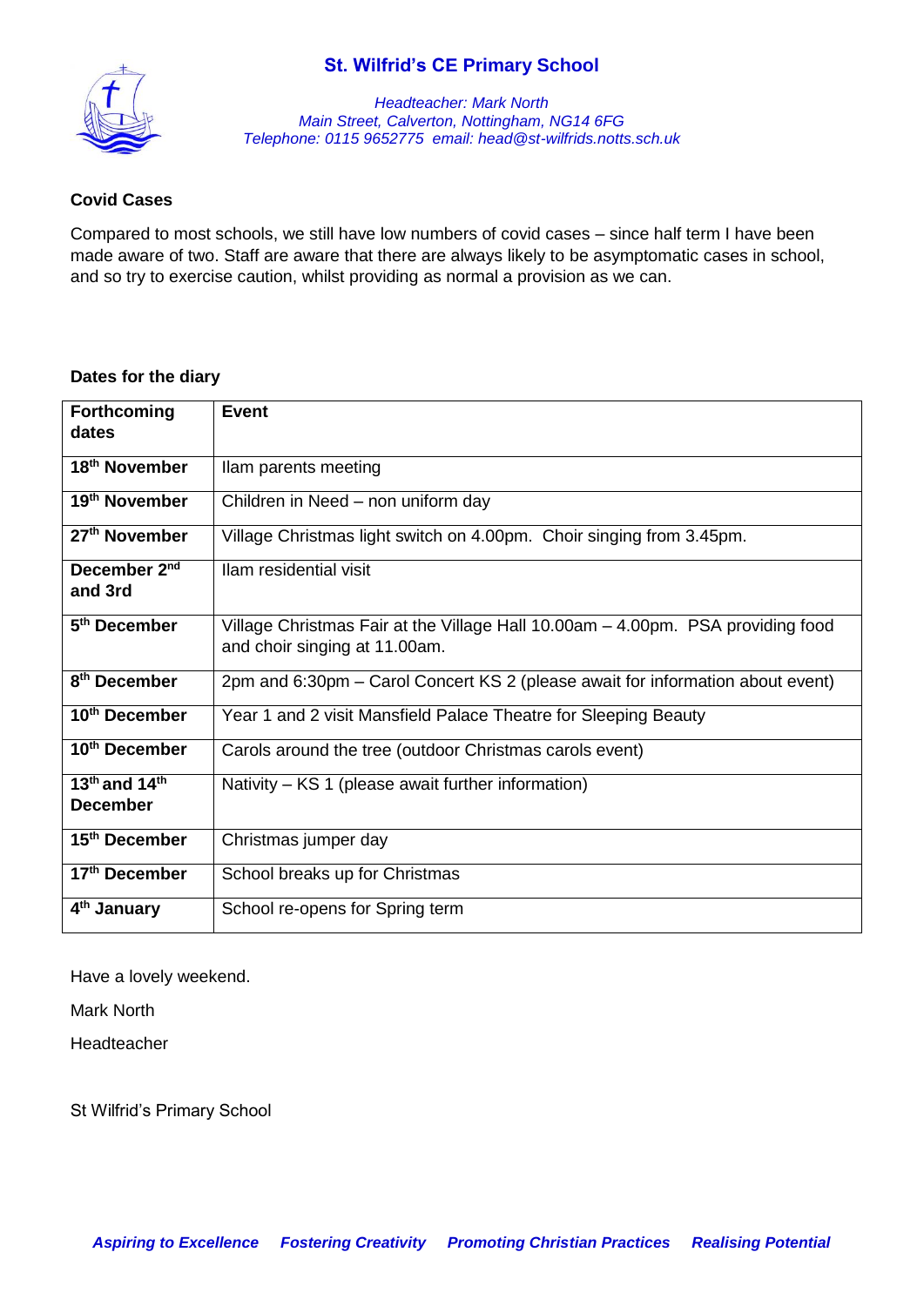**St. Wilfrid's CE Primary School**

*Headteacher: Mark North*
*Main Street, Calverton, Nottingham, NG14 6FG*
*Telephone: 0115 9652775 email: head@st-wilfrids.notts.sch.uk*

**Covid Cases**

Compared to most schools, we still have low numbers of covid cases – since half term I have been made aware of two. Staff are aware that there are always likely to be asymptomatic cases in school, and so try to exercise caution, whilst providing as normal a provision as we can.

**Dates for the diary**

| Forthcoming dates | Event |
|---|---|
| 18th November | Ilam parents meeting |
| 19th November | Children in Need – non uniform day |
| 27th November | Village Christmas light switch on 4.00pm. Choir singing from 3.45pm. |
| December 2nd and 3rd | Ilam residential visit |
| 5th December | Village Christmas Fair at the Village Hall 10.00am – 4.00pm. PSA providing food and choir singing at 11.00am. |
| 8th December | 2pm and 6:30pm – Carol Concert KS 2 (please await for information about event) |
| 10th December | Year 1 and 2 visit Mansfield Palace Theatre for Sleeping Beauty |
| 10th December | Carols around the tree (outdoor Christmas carols event) |
| 13th and 14th December | Nativity – KS 1 (please await further information) |
| 15th December | Christmas jumper day |
| 17th December | School breaks up for Christmas |
| 4th January | School re-opens for Spring term |

Have a lovely weekend.

Mark North

Headteacher

St Wilfrid's Primary School

***Aspiring to Excellence Fostering Creativity Promoting Christian Practices Realising Potential***